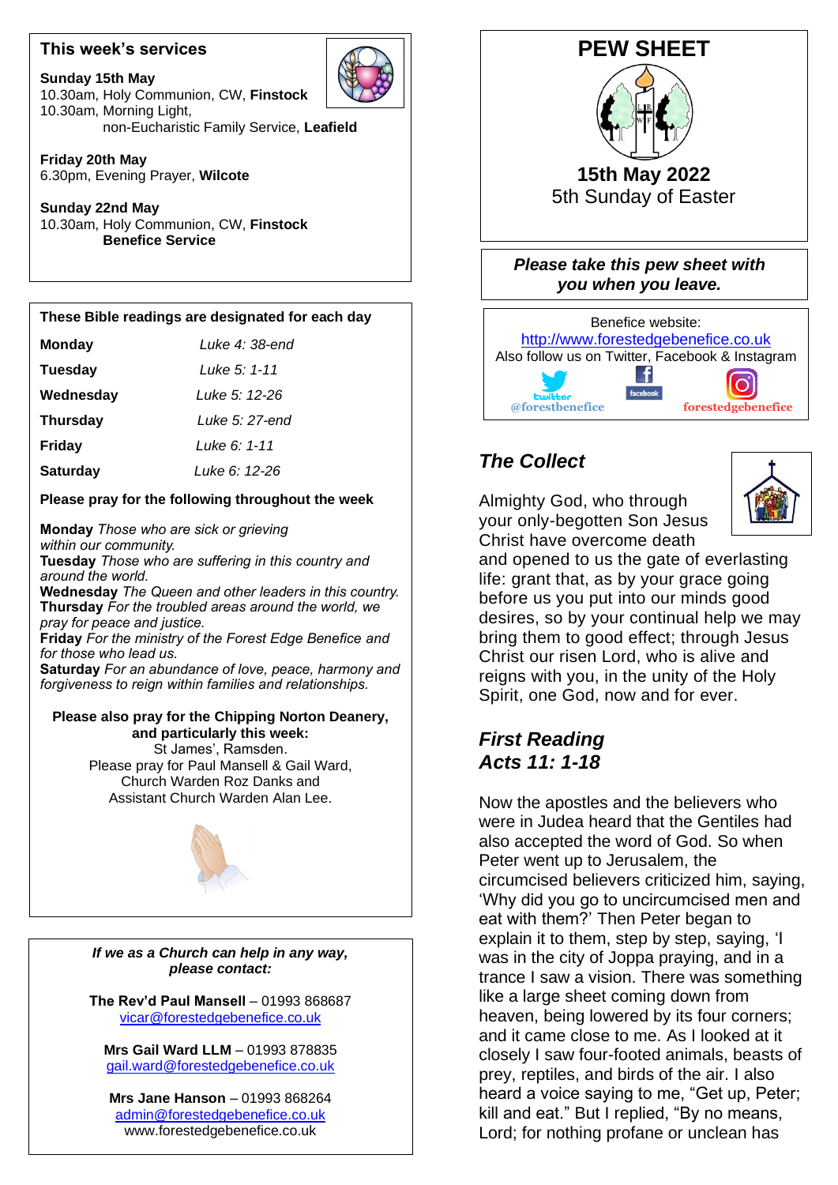# PEW SHEET

**15th May 2022**
5th Sunday of Easter

***Please take this pew sheet with you when you leave.***

Benefice website:
http://www.forestedgebenefice.co.uk
Also follow us on Twitter, Facebook & Instagram

@forestbenefice   forestedgebenefice

## This week's services

**Sunday 15th May**
10.30am, Holy Communion, CW, **Finstock**
10.30am, Morning Light,
non-Eucharistic Family Service, **Leafield**

**Friday 20th May**
6.30pm, Evening Prayer, **Wilcote**

**Sunday 22nd May**
10.30am, Holy Communion, CW, **Finstock**
**Benefice Service**

## These Bible readings are designated for each day

| | |
|---|---|
| **Monday** | *Luke 4: 38-end* |
| **Tuesday** | *Luke 5: 1-11* |
| **Wednesday** | *Luke 5: 12-26* |
| **Thursday** | *Luke 5: 27-end* |
| **Friday** | *Luke 6: 1-11* |
| **Saturday** | *Luke 6: 12-26* |

**Please pray for the following throughout the week**

**Monday** *Those who are sick or grieving within our community.*
**Tuesday** *Those who are suffering in this country and around the world.*
**Wednesday** *The Queen and other leaders in this country.*
**Thursday** *For the troubled areas around the world, we pray for peace and justice.*
**Friday** *For the ministry of the Forest Edge Benefice and for those who lead us.*
**Saturday** *For an abundance of love, peace, harmony and forgiveness to reign within families and relationships.*

**Please also pray for the Chipping Norton Deanery, and particularly this week:**
St James', Ramsden.
Please pray for Paul Mansell & Gail Ward, Church Warden Roz Danks and Assistant Church Warden Alan Lee.

***If we as a Church can help in any way, please contact:***

**The Rev'd Paul Mansell** – 01993 868687
vicar@forestedgebenefice.co.uk

**Mrs Gail Ward LLM** – 01993 878835
gail.ward@forestedgebenefice.co.uk

**Mrs Jane Hanson** – 01993 868264
admin@forestedgebenefice.co.uk
www.forestedgebenefice.co.uk

## *The Collect*

Almighty God, who through your only-begotten Son Jesus Christ have overcome death and opened to us the gate of everlasting life: grant that, as by your grace going before us you put into our minds good desires, so by your continual help we may bring them to good effect; through Jesus Christ our risen Lord, who is alive and reigns with you, in the unity of the Holy Spirit, one God, now and for ever.

## *First Reading*
## *Acts 11: 1-18*

Now the apostles and the believers who were in Judea heard that the Gentiles had also accepted the word of God. So when Peter went up to Jerusalem, the circumcised believers criticized him, saying, 'Why did you go to uncircumcised men and eat with them?' Then Peter began to explain it to them, step by step, saying, 'I was in the city of Joppa praying, and in a trance I saw a vision. There was something like a large sheet coming down from heaven, being lowered by its four corners; and it came close to me. As I looked at it closely I saw four-footed animals, beasts of prey, reptiles, and birds of the air. I also heard a voice saying to me, "Get up, Peter; kill and eat." But I replied, "By no means, Lord; for nothing profane or unclean has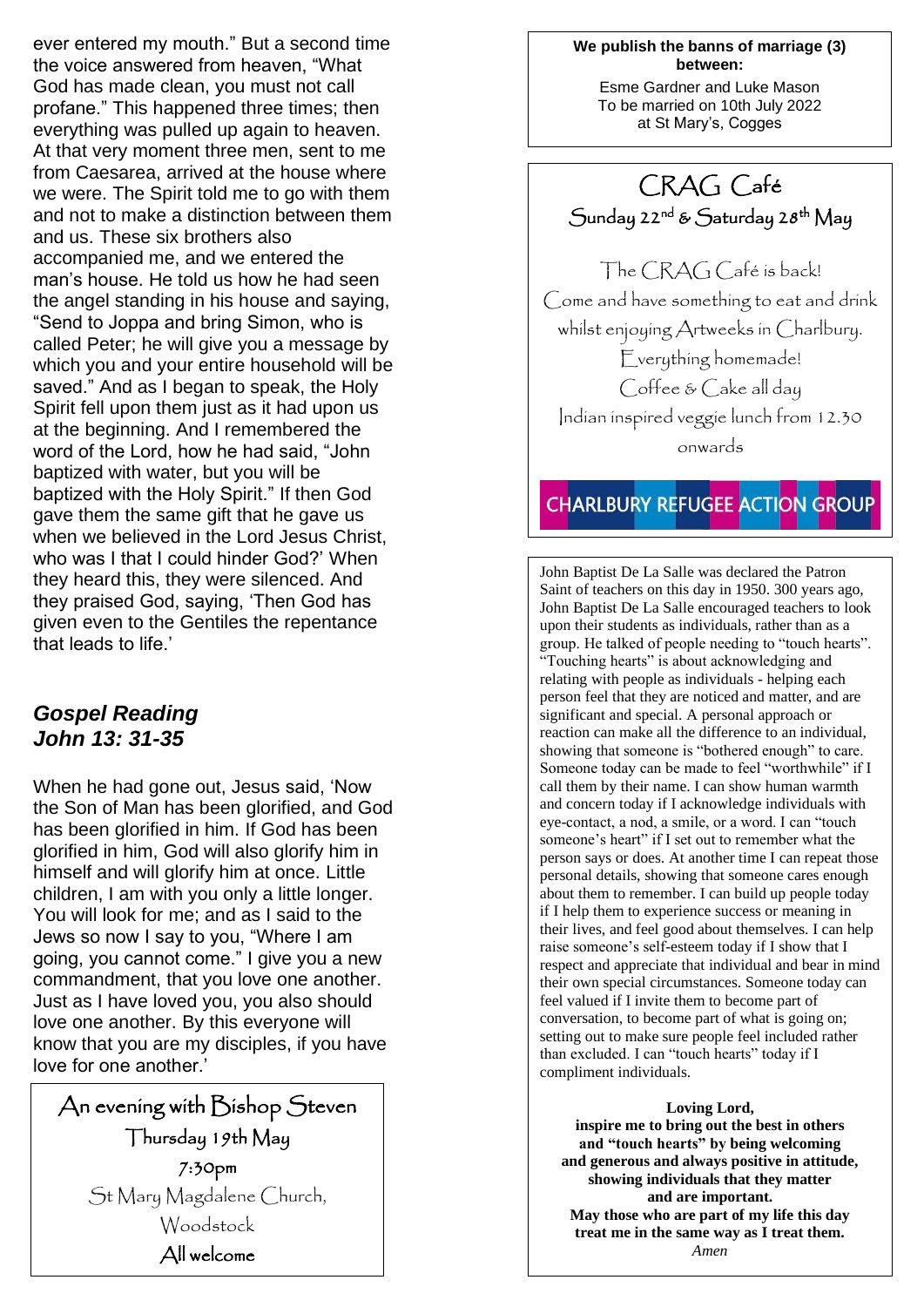ever entered my mouth." But a second time the voice answered from heaven, "What God has made clean, you must not call profane." This happened three times; then everything was pulled up again to heaven. At that very moment three men, sent to me from Caesarea, arrived at the house where we were. The Spirit told me to go with them and not to make a distinction between them and us. These six brothers also accompanied me, and we entered the man's house. He told us how he had seen the angel standing in his house and saying, "Send to Joppa and bring Simon, who is called Peter; he will give you a message by which you and your entire household will be saved." And as I began to speak, the Holy Spirit fell upon them just as it had upon us at the beginning. And I remembered the word of the Lord, how he had said, "John baptized with water, but you will be baptized with the Holy Spirit." If then God gave them the same gift that he gave us when we believed in the Lord Jesus Christ, who was I that I could hinder God?' When they heard this, they were silenced. And they praised God, saying, 'Then God has given even to the Gentiles the repentance that leads to life.'

## *Gospel Reading John 13: 31-35*

When he had gone out, Jesus said, 'Now the Son of Man has been glorified, and God has been glorified in him. If God has been glorified in him, God will also glorify him in himself and will glorify him at once. Little children, I am with you only a little longer. You will look for me; and as I said to the Jews so now I say to you, "Where I am going, you cannot come." I give you a new commandment, that you love one another. Just as I have loved you, you also should love one another. By this everyone will know that you are my disciples, if you have love for one another.'

An evening with Bishop Steven

Thursday 19th May

7:30pm

St Mary Magdalene Church, Woodstock

All welcome

**We publish the banns of marriage (3) between:**

Esme Gardner and Luke Mason
To be married on 10th July 2022
at St Mary's, Cogges

## CRAG Café

Sunday 22nd & Saturday 28th May

The CRAG Café is back!
Come and have something to eat and drink whilst enjoying Artweeks in Charlbury.
Everything homemade!
Coffee & Cake all day
Indian inspired veggie lunch from 12.30 onwards

CHARLBURY REFUGEE ACTION GROUP

John Baptist De La Salle was declared the Patron Saint of teachers on this day in 1950. 300 years ago, John Baptist De La Salle encouraged teachers to look upon their students as individuals, rather than as a group. He talked of people needing to "touch hearts". "Touching hearts" is about acknowledging and relating with people as individuals - helping each person feel that they are noticed and matter, and are significant and special. A personal approach or reaction can make all the difference to an individual, showing that someone is "bothered enough" to care. Someone today can be made to feel "worthwhile" if I call them by their name. I can show human warmth and concern today if I acknowledge individuals with eye-contact, a nod, a smile, or a word. I can "touch someone's heart" if I set out to remember what the person says or does. At another time I can repeat those personal details, showing that someone cares enough about them to remember. I can build up people today if I help them to experience success or meaning in their lives, and feel good about themselves. I can help raise someone's self-esteem today if I show that I respect and appreciate that individual and bear in mind their own special circumstances. Someone today can feel valued if I invite them to become part of conversation, to become part of what is going on; setting out to make sure people feel included rather than excluded. I can "touch hearts" today if I compliment individuals.

**Loving Lord,
inspire me to bring out the best in others
and "touch hearts" by being welcoming
and generous and always positive in attitude,
showing individuals that they matter
and are important.
May those who are part of my life this day
treat me in the same way as I treat them.**
*Amen*